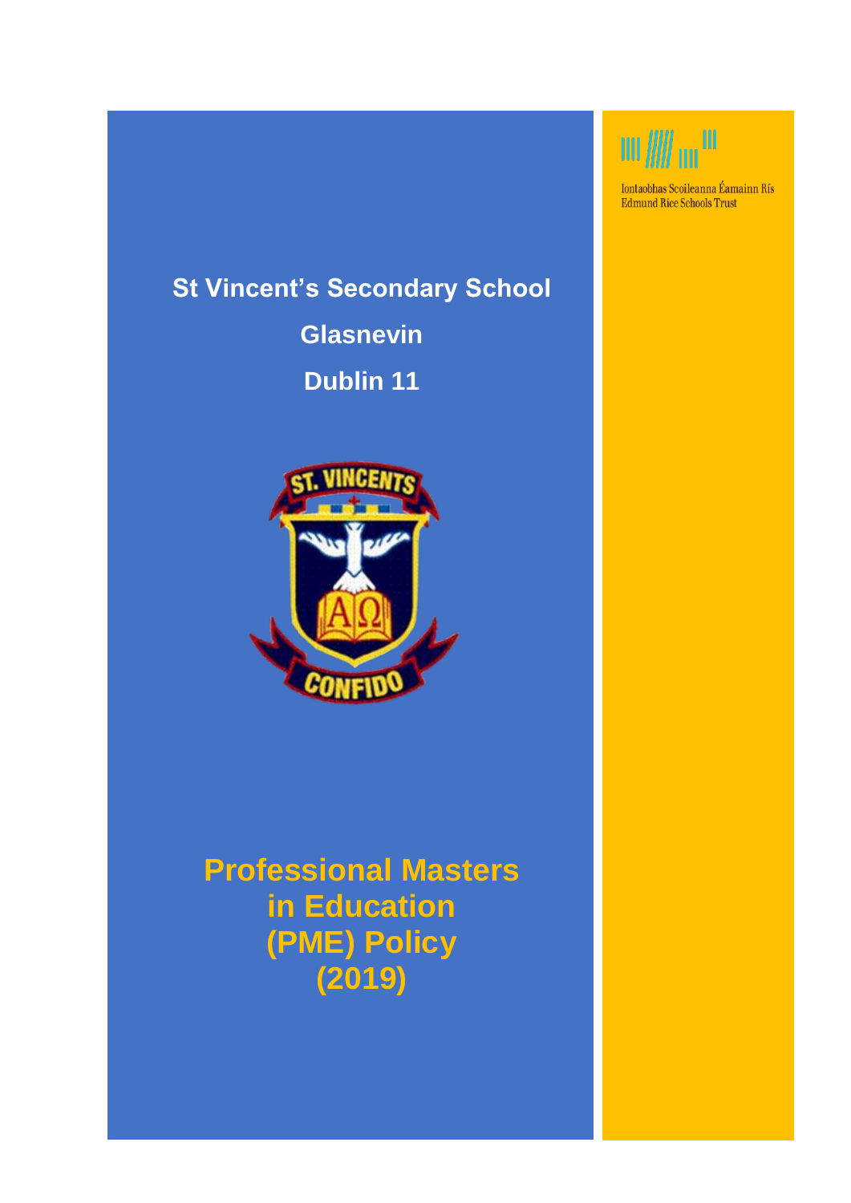Iontaobhas Scoileanna Éamainn Rís
Edmund Rice Schools Trust

# St Vincent's Secondary School

## Glasnevin

## Dublin 11

ST. VINCENTS

CONFIDO

# Professional Masters in Education (PME) Policy (2019)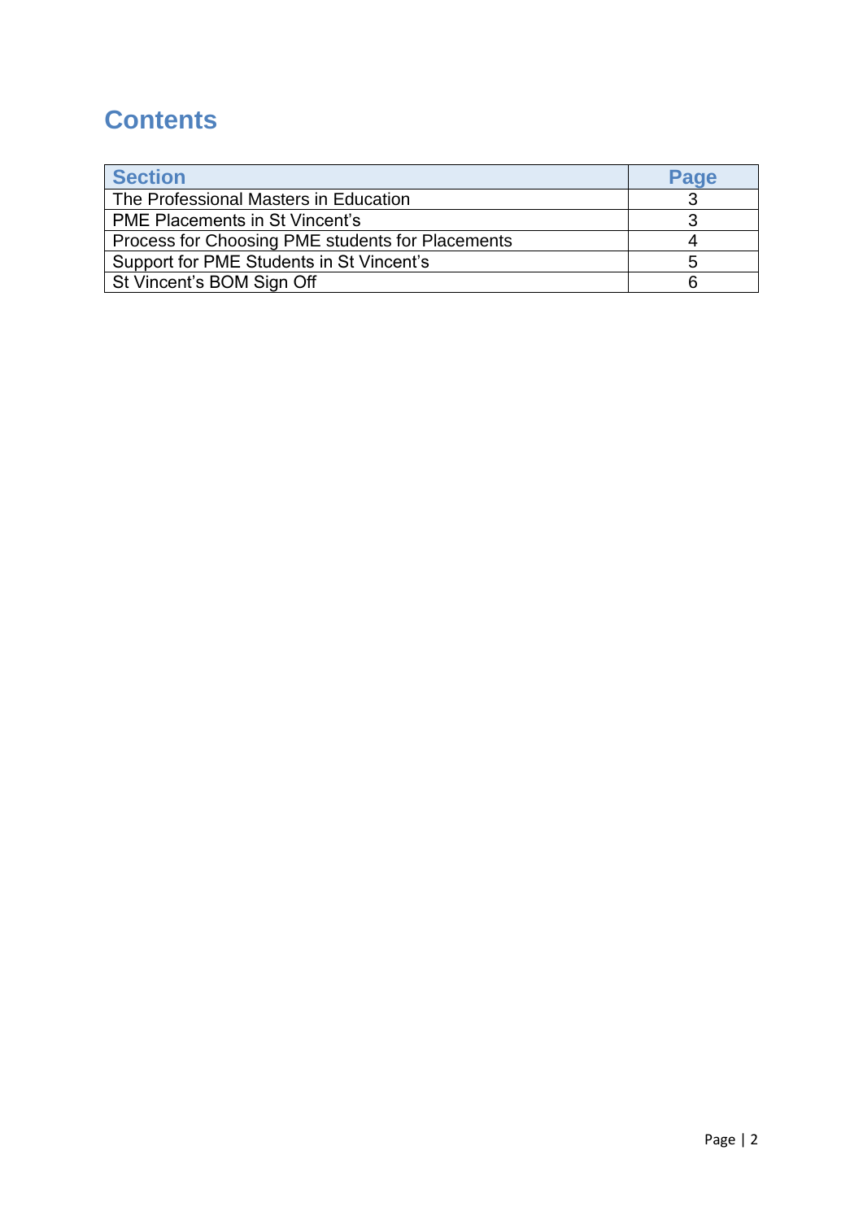# Contents

| Section | Page |
| --- | --- |
| The Professional Masters in Education | 3 |
| PME Placements in St Vincent's | 3 |
| Process for Choosing PME students for Placements | 4 |
| Support for PME Students in St Vincent's | 5 |
| St Vincent's BOM Sign Off | 6 |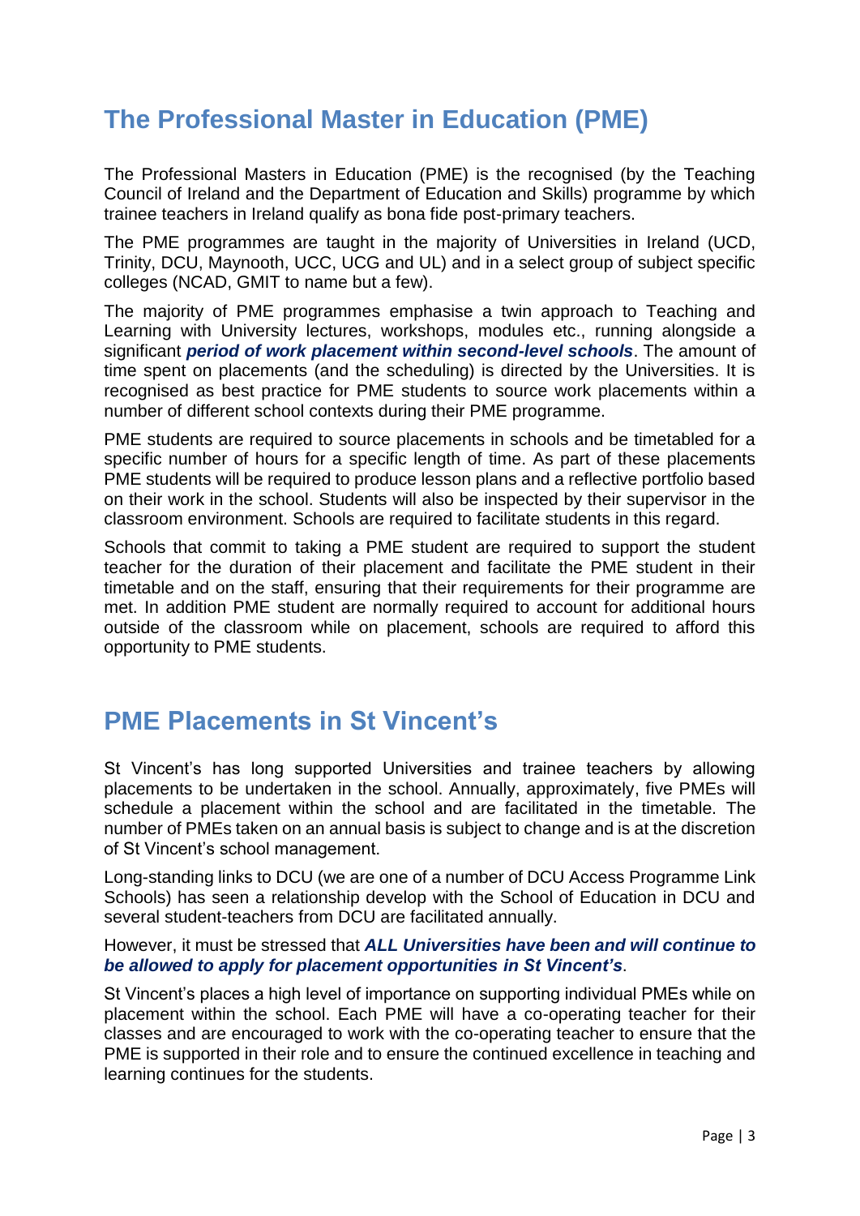## The Professional Master in Education (PME)

The Professional Masters in Education (PME) is the recognised (by the Teaching Council of Ireland and the Department of Education and Skills) programme by which trainee teachers in Ireland qualify as bona fide post-primary teachers.

The PME programmes are taught in the majority of Universities in Ireland (UCD, Trinity, DCU, Maynooth, UCC, UCG and UL) and in a select group of subject specific colleges (NCAD, GMIT to name but a few).

The majority of PME programmes emphasise a twin approach to Teaching and Learning with University lectures, workshops, modules etc., running alongside a significant ***period of work placement within second-level schools***. The amount of time spent on placements (and the scheduling) is directed by the Universities. It is recognised as best practice for PME students to source work placements within a number of different school contexts during their PME programme.

PME students are required to source placements in schools and be timetabled for a specific number of hours for a specific length of time. As part of these placements PME students will be required to produce lesson plans and a reflective portfolio based on their work in the school. Students will also be inspected by their supervisor in the classroom environment. Schools are required to facilitate students in this regard.

Schools that commit to taking a PME student are required to support the student teacher for the duration of their placement and facilitate the PME student in their timetable and on the staff, ensuring that their requirements for their programme are met. In addition PME student are normally required to account for additional hours outside of the classroom while on placement, schools are required to afford this opportunity to PME students.

## PME Placements in St Vincent's

St Vincent's has long supported Universities and trainee teachers by allowing placements to be undertaken in the school. Annually, approximately, five PMEs will schedule a placement within the school and are facilitated in the timetable. The number of PMEs taken on an annual basis is subject to change and is at the discretion of St Vincent's school management.

Long-standing links to DCU (we are one of a number of DCU Access Programme Link Schools) has seen a relationship develop with the School of Education in DCU and several student-teachers from DCU are facilitated annually.

However, it must be stressed that ***ALL Universities have been and will continue to be allowed to apply for placement opportunities in St Vincent's***.

St Vincent's places a high level of importance on supporting individual PMEs while on placement within the school. Each PME will have a co-operating teacher for their classes and are encouraged to work with the co-operating teacher to ensure that the PME is supported in their role and to ensure the continued excellence in teaching and learning continues for the students.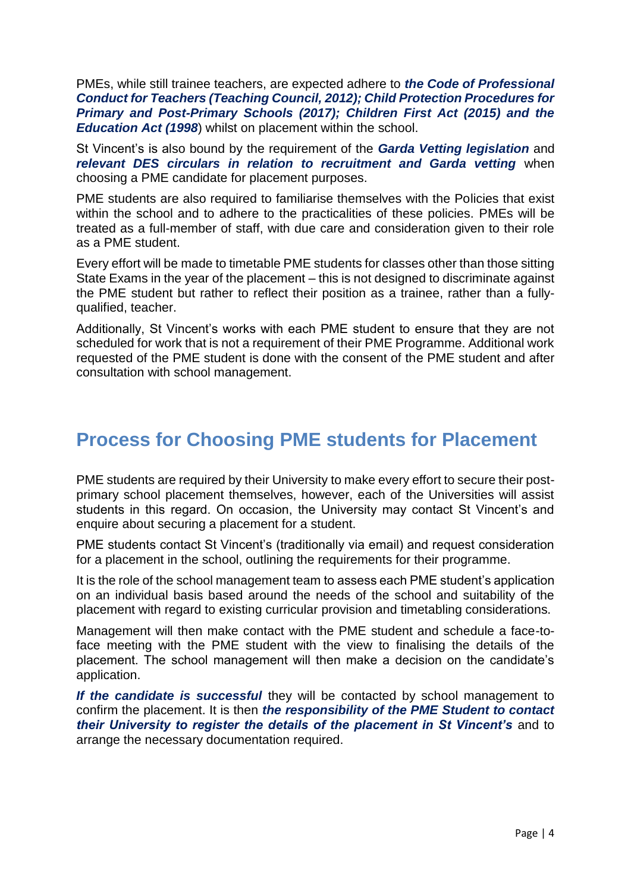PMEs, while still trainee teachers, are expected adhere to ***the Code of Professional Conduct for Teachers (Teaching Council, 2012); Child Protection Procedures for Primary and Post-Primary Schools (2017); Children First Act (2015) and the Education Act (1998***) whilst on placement within the school.

St Vincent's is also bound by the requirement of the ***Garda Vetting legislation*** and ***relevant DES circulars in relation to recruitment and Garda vetting*** when choosing a PME candidate for placement purposes.

PME students are also required to familiarise themselves with the Policies that exist within the school and to adhere to the practicalities of these policies. PMEs will be treated as a full-member of staff, with due care and consideration given to their role as a PME student.

Every effort will be made to timetable PME students for classes other than those sitting State Exams in the year of the placement – this is not designed to discriminate against the PME student but rather to reflect their position as a trainee, rather than a fully-qualified, teacher.

Additionally, St Vincent's works with each PME student to ensure that they are not scheduled for work that is not a requirement of their PME Programme. Additional work requested of the PME student is done with the consent of the PME student and after consultation with school management.

## Process for Choosing PME students for Placement

PME students are required by their University to make every effort to secure their post-primary school placement themselves, however, each of the Universities will assist students in this regard. On occasion, the University may contact St Vincent's and enquire about securing a placement for a student.

PME students contact St Vincent's (traditionally via email) and request consideration for a placement in the school, outlining the requirements for their programme.

It is the role of the school management team to assess each PME student's application on an individual basis based around the needs of the school and suitability of the placement with regard to existing curricular provision and timetabling considerations.

Management will then make contact with the PME student and schedule a face-to-face meeting with the PME student with the view to finalising the details of the placement. The school management will then make a decision on the candidate's application.

***If the candidate is successful*** they will be contacted by school management to confirm the placement. It is then ***the responsibility of the PME Student to contact their University to register the details of the placement in St Vincent's*** and to arrange the necessary documentation required.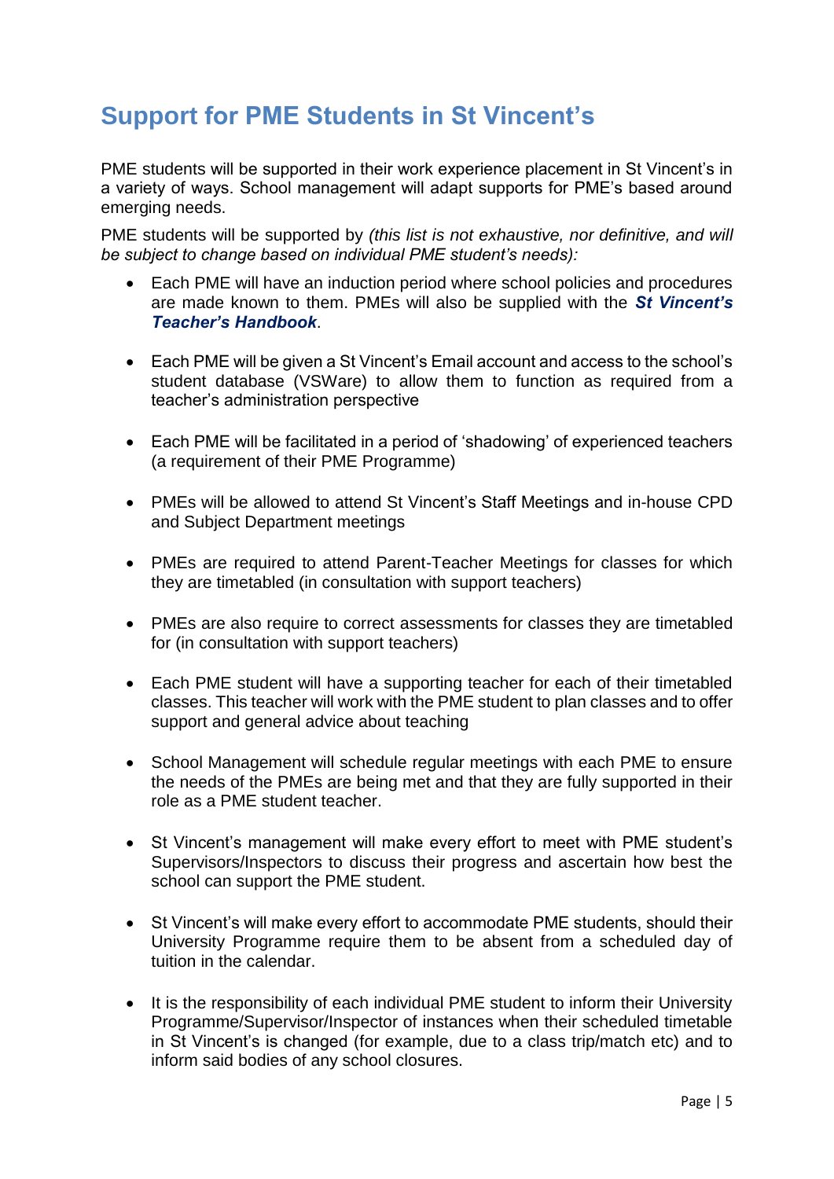## Support for PME Students in St Vincent's

PME students will be supported in their work experience placement in St Vincent's in a variety of ways. School management will adapt supports for PME's based around emerging needs.

PME students will be supported by *(this list is not exhaustive, nor definitive, and will be subject to change based on individual PME student's needs):*

- Each PME will have an induction period where school policies and procedures are made known to them. PMEs will also be supplied with the ***St Vincent's Teacher's Handbook***.

- Each PME will be given a St Vincent's Email account and access to the school's student database (VSWare) to allow them to function as required from a teacher's administration perspective

- Each PME will be facilitated in a period of 'shadowing' of experienced teachers (a requirement of their PME Programme)

- PMEs will be allowed to attend St Vincent's Staff Meetings and in-house CPD and Subject Department meetings

- PMEs are required to attend Parent-Teacher Meetings for classes for which they are timetabled (in consultation with support teachers)

- PMEs are also require to correct assessments for classes they are timetabled for (in consultation with support teachers)

- Each PME student will have a supporting teacher for each of their timetabled classes. This teacher will work with the PME student to plan classes and to offer support and general advice about teaching

- School Management will schedule regular meetings with each PME to ensure the needs of the PMEs are being met and that they are fully supported in their role as a PME student teacher.

- St Vincent's management will make every effort to meet with PME student's Supervisors/Inspectors to discuss their progress and ascertain how best the school can support the PME student.

- St Vincent's will make every effort to accommodate PME students, should their University Programme require them to be absent from a scheduled day of tuition in the calendar.

- It is the responsibility of each individual PME student to inform their University Programme/Supervisor/Inspector of instances when their scheduled timetable in St Vincent's is changed (for example, due to a class trip/match etc) and to inform said bodies of any school closures.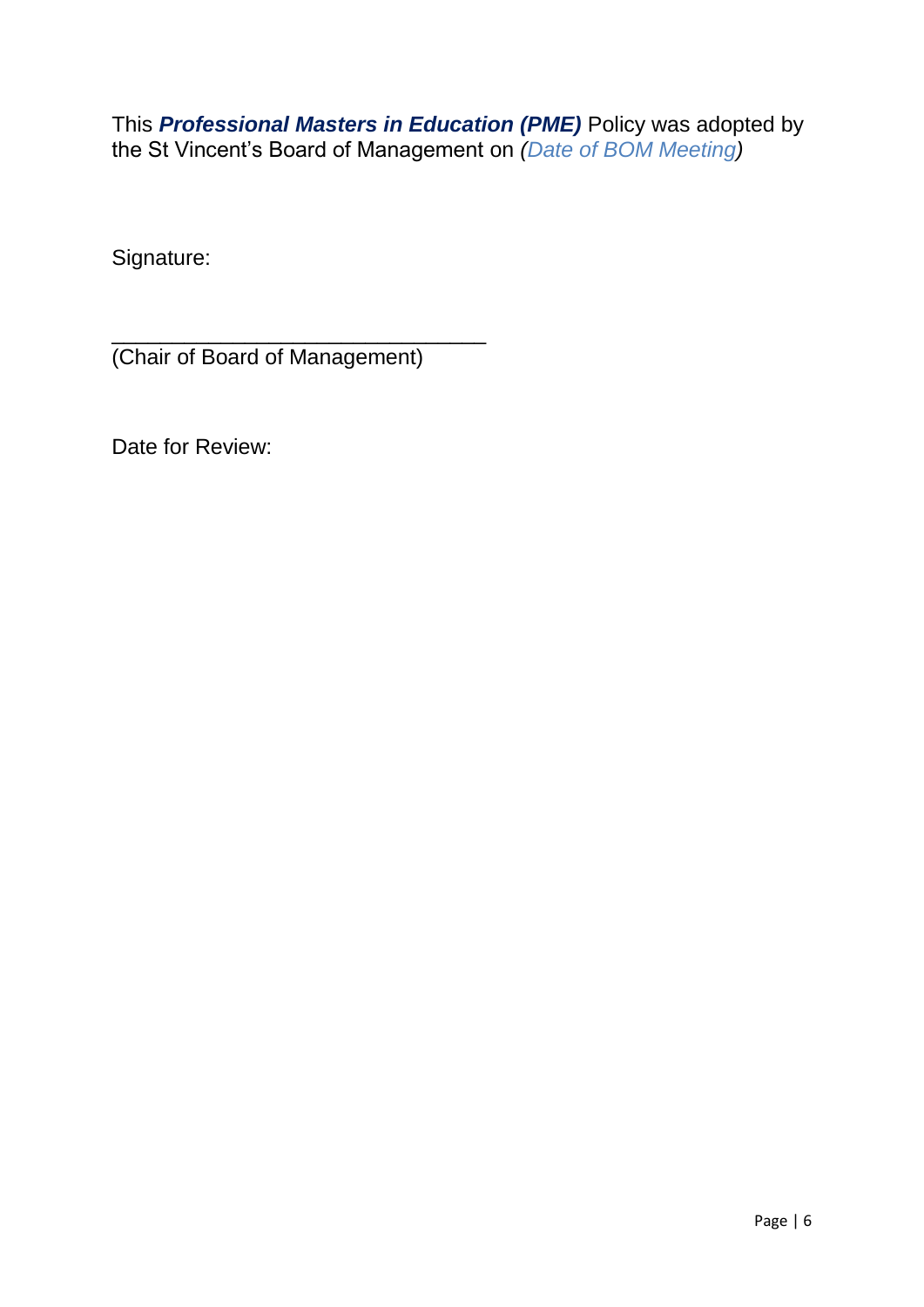This ***Professional Masters in Education (PME)*** Policy was adopted by the St Vincent's Board of Management on *(Date of BOM Meeting)*

Signature:

_________________________________
(Chair of Board of Management)

Date for Review: